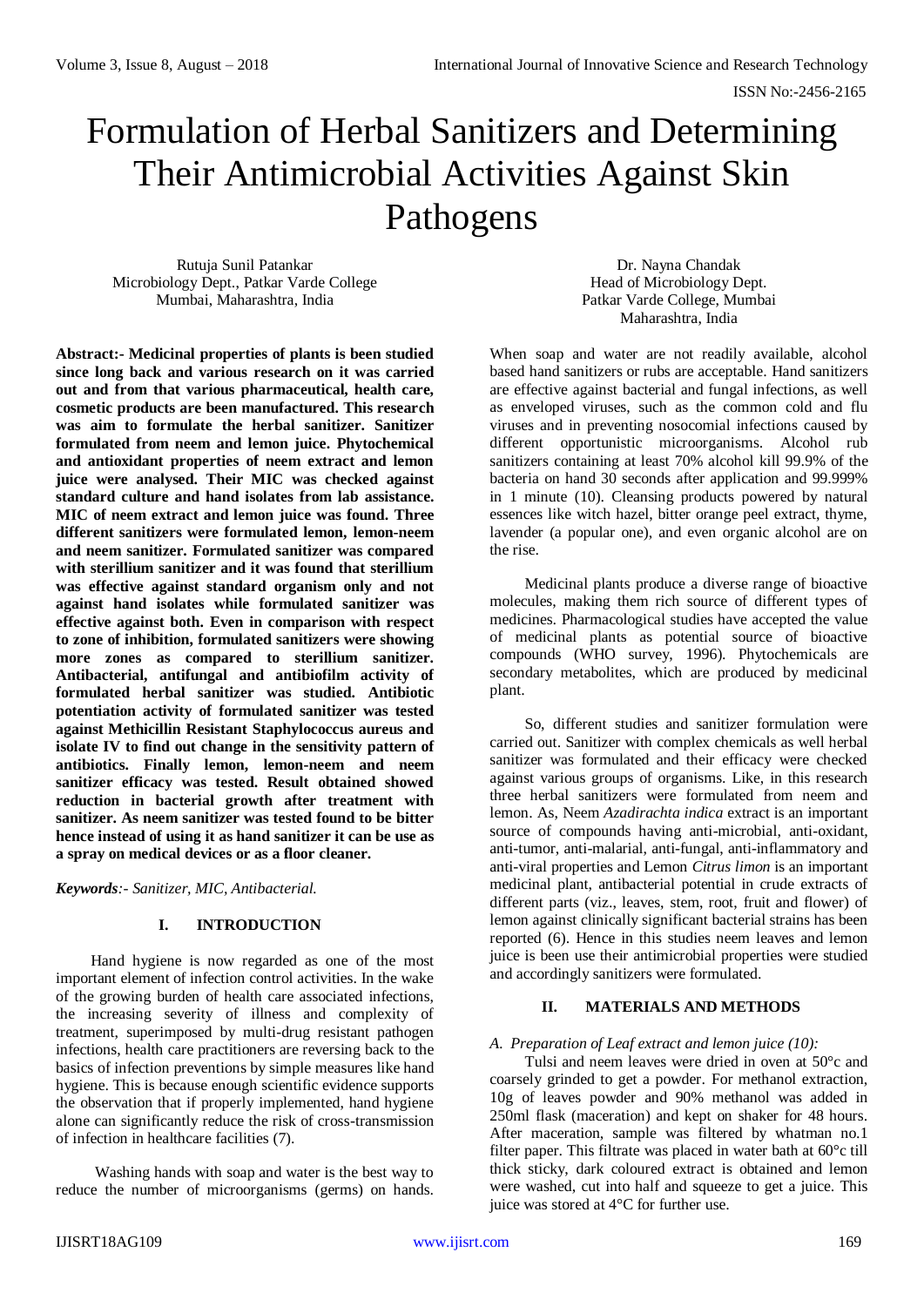# Formulation of Herbal Sanitizers and Determining Their Antimicrobial Activities Against Skin Pathogens

Rutuja Sunil Patankar
Microbiology Dept., Patkar Varde College
Mumbai, Maharashtra, India

Dr. Nayna Chandak
Head of Microbiology Dept.
Patkar Varde College, Mumbai
Maharashtra, India

**Abstract:- Medicinal properties of plants is been studied since long back and various research on it was carried out and from that various pharmaceutical, health care, cosmetic products are been manufactured. This research was aim to formulate the herbal sanitizer. Sanitizer formulated from neem and lemon juice. Phytochemical and antioxidant properties of neem extract and lemon juice were analysed. Their MIC was checked against standard culture and hand isolates from lab assistance. MIC of neem extract and lemon juice was found. Three different sanitizers were formulated lemon, lemon-neem and neem sanitizer. Formulated sanitizer was compared with sterillium sanitizer and it was found that sterillium was effective against standard organism only and not against hand isolates while formulated sanitizer was effective against both. Even in comparison with respect to zone of inhibition, formulated sanitizers were showing more zones as compared to sterillium sanitizer. Antibacterial, antifungal and antibiofilm activity of formulated herbal sanitizer was studied. Antibiotic potentiation activity of formulated sanitizer was tested against Methicillin Resistant Staphylococcus aureus and isolate IV to find out change in the sensitivity pattern of antibiotics. Finally lemon, lemon-neem and neem sanitizer efficacy was tested. Result obtained showed reduction in bacterial growth after treatment with sanitizer. As neem sanitizer was tested found to be bitter hence instead of using it as hand sanitizer it can be use as a spray on medical devices or as a floor cleaner.**

***Keywords**:- Sanitizer, MIC, Antibacterial.*

## I. INTRODUCTION

Hand hygiene is now regarded as one of the most important element of infection control activities. In the wake of the growing burden of health care associated infections, the increasing severity of illness and complexity of treatment, superimposed by multi-drug resistant pathogen infections, health care practitioners are reversing back to the basics of infection preventions by simple measures like hand hygiene. This is because enough scientific evidence supports the observation that if properly implemented, hand hygiene alone can significantly reduce the risk of cross-transmission of infection in healthcare facilities (7).

Washing hands with soap and water is the best way to reduce the number of microorganisms (germs) on hands. When soap and water are not readily available, alcohol based hand sanitizers or rubs are acceptable. Hand sanitizers are effective against bacterial and fungal infections, as well as enveloped viruses, such as the common cold and flu viruses and in preventing nosocomial infections caused by different opportunistic microorganisms. Alcohol rub sanitizers containing at least 70% alcohol kill 99.9% of the bacteria on hand 30 seconds after application and 99.999% in 1 minute (10). Cleansing products powered by natural essences like witch hazel, bitter orange peel extract, thyme, lavender (a popular one), and even organic alcohol are on the rise.

Medicinal plants produce a diverse range of bioactive molecules, making them rich source of different types of medicines. Pharmacological studies have accepted the value of medicinal plants as potential source of bioactive compounds (WHO survey, 1996). Phytochemicals are secondary metabolites, which are produced by medicinal plant.

So, different studies and sanitizer formulation were carried out. Sanitizer with complex chemicals as well herbal sanitizer was formulated and their efficacy were checked against various groups of organisms. Like, in this research three herbal sanitizers were formulated from neem and lemon. As, Neem *Azadirachta indica* extract is an important source of compounds having anti-microbial, anti-oxidant, anti-tumor, anti-malarial, anti-fungal, anti-inflammatory and anti-viral properties and Lemon *Citrus limon* is an important medicinal plant, antibacterial potential in crude extracts of different parts (viz., leaves, stem, root, fruit and flower) of lemon against clinically significant bacterial strains has been reported (6). Hence in this studies neem leaves and lemon juice is been use their antimicrobial properties were studied and accordingly sanitizers were formulated.

## II. MATERIALS AND METHODS

### *A. Preparation of Leaf extract and lemon juice (10):*

Tulsi and neem leaves were dried in oven at 50°c and coarsely grinded to get a powder. For methanol extraction, 10g of leaves powder and 90% methanol was added in 250ml flask (maceration) and kept on shaker for 48 hours. After maceration, sample was filtered by whatman no.1 filter paper. This filtrate was placed in water bath at 60°c till thick sticky, dark coloured extract is obtained and lemon were washed, cut into half and squeeze to get a juice. This juice was stored at 4°C for further use.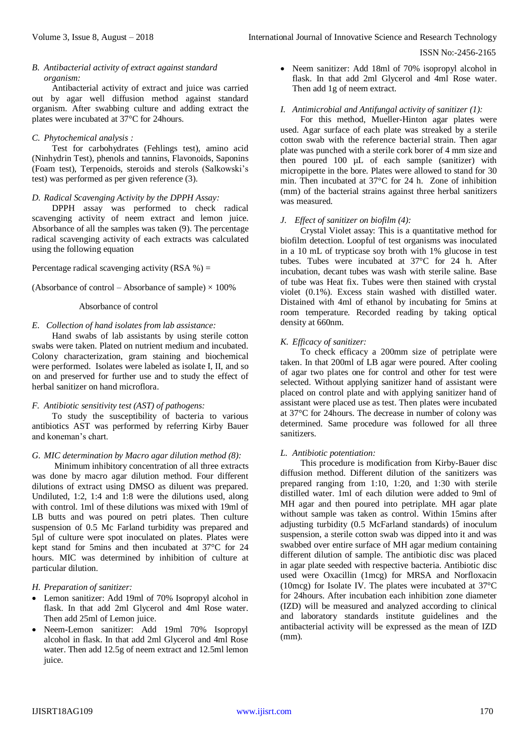### B. Antibacterial activity of extract against standard organism:

Antibacterial activity of extract and juice was carried out by agar well diffusion method against standard organism. After swabbing culture and adding extract the plates were incubated at 37°C for 24hours.

### C. Phytochemical analysis :

Test for carbohydrates (Fehlings test), amino acid (Ninhydrin Test), phenols and tannins, Flavonoids, Saponins (Foam test), Terpenoids, steroids and sterols (Salkowski's test) was performed as per given reference (3).

### D. Radical Scavenging Activity by the DPPH Assay:

DPPH assay was performed to check radical scavenging activity of neem extract and lemon juice. Absorbance of all the samples was taken (9). The percentage radical scavenging activity of each extracts was calculated using the following equation

Percentage radical scavenging activity (RSA %) =

$$\frac{(\text{Absorbance of control} - \text{Absorbance of sample}) \times 100\%}{\text{Absorbance of control}}$$

### E. Collection of hand isolates from lab assistance:

Hand swabs of lab assistants by using sterile cotton swabs were taken. Plated on nutrient medium and incubated. Colony characterization, gram staining and biochemical were performed. Isolates were labeled as isolate I, II, and so on and preserved for further use and to study the effect of herbal sanitizer on hand microflora.

### F. Antibiotic sensitivity test (AST) of pathogens:

To study the susceptibility of bacteria to various antibiotics AST was performed by referring Kirby Bauer and koneman's chart.

### G. MIC determination by Macro agar dilution method (8):

Minimum inhibitory concentration of all three extracts was done by macro agar dilution method. Four different dilutions of extract using DMSO as diluent was prepared. Undiluted, 1:2, 1:4 and 1:8 were the dilutions used, along with control. 1ml of these dilutions was mixed with 19ml of LB butts and was poured on petri plates. Then culture suspension of 0.5 Mc Farland turbidity was prepared and 5µl of culture were spot inoculated on plates. Plates were kept stand for 5mins and then incubated at 37°C for 24 hours. MIC was determined by inhibition of culture at particular dilution.

### H. Preparation of sanitizer:

- Lemon sanitizer: Add 19ml of 70% Isopropyl alcohol in flask. In that add 2ml Glycerol and 4ml Rose water. Then add 25ml of Lemon juice.
- Neem-Lemon sanitizer: Add 19ml 70% Isopropyl alcohol in flask. In that add 2ml Glycerol and 4ml Rose water. Then add 12.5g of neem extract and 12.5ml lemon juice.
- Neem sanitizer: Add 18ml of 70% isopropyl alcohol in flask. In that add 2ml Glycerol and 4ml Rose water. Then add 1g of neem extract.

### I. Antimicrobial and Antifungal activity of sanitizer (1):

For this method, Mueller-Hinton agar plates were used. Agar surface of each plate was streaked by a sterile cotton swab with the reference bacterial strain. Then agar plate was punched with a sterile cork borer of 4 mm size and then poured 100 µL of each sample (sanitizer) with micropipette in the bore. Plates were allowed to stand for 30 min. Then incubated at 37°C for 24 h. Zone of inhibition (mm) of the bacterial strains against three herbal sanitizers was measured.

### J. Effect of sanitizer on biofilm (4):

Crystal Violet assay: This is a quantitative method for biofilm detection. Loopful of test organisms was inoculated in a 10 mL of trypticase soy broth with 1% glucose in test tubes. Tubes were incubated at 37°C for 24 h. After incubation, decant tubes was wash with sterile saline. Base of tube was Heat fix. Tubes were then stained with crystal violet (0.1%). Excess stain washed with distilled water. Distained with 4ml of ethanol by incubating for 5mins at room temperature. Recorded reading by taking optical density at 660nm.

### K. Efficacy of sanitizer:

To check efficacy a 200mm size of petriplate were taken. In that 200ml of LB agar were poured. After cooling of agar two plates one for control and other for test were selected. Without applying sanitizer hand of assistant were placed on control plate and with applying sanitizer hand of assistant were placed use as test. Then plates were incubated at 37°C for 24hours. The decrease in number of colony was determined. Same procedure was followed for all three sanitizers.

### L. Antibiotic potentiation:

This procedure is modification from Kirby-Bauer disc diffusion method. Different dilution of the sanitizers was prepared ranging from 1:10, 1:20, and 1:30 with sterile distilled water. 1ml of each dilution were added to 9ml of MH agar and then poured into petriplate. MH agar plate without sample was taken as control. Within 15mins after adjusting turbidity (0.5 McFarland standards) of inoculum suspension, a sterile cotton swab was dipped into it and was swabbed over entire surface of MH agar medium containing different dilution of sample. The antibiotic disc was placed in agar plate seeded with respective bacteria. Antibiotic disc used were Oxacillin (1mcg) for MRSA and Norfloxacin (10mcg) for Isolate IV. The plates were incubated at 37°C for 24hours. After incubation each inhibition zone diameter (IZD) will be measured and analyzed according to clinical and laboratory standards institute guidelines and the antibacterial activity will be expressed as the mean of IZD (mm).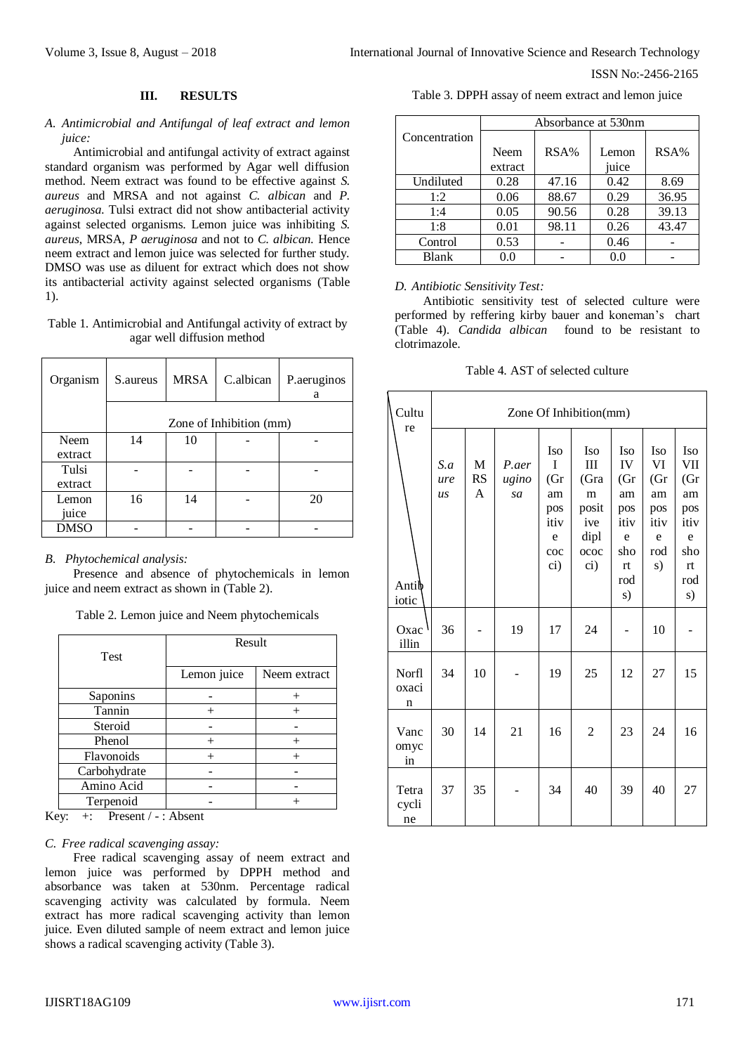## III. RESULTS

### *A. Antimicrobial and Antifungal of leaf extract and lemon juice:*

Antimicrobial and antifungal activity of extract against standard organism was performed by Agar well diffusion method. Neem extract was found to be effective against *S. aureus* and MRSA and not against *C. albican* and *P. aeruginosa.* Tulsi extract did not show antibacterial activity against selected organisms. Lemon juice was inhibiting *S. aureus*, MRSA, *P aeruginosa* and not to *C. albican.* Hence neem extract and lemon juice was selected for further study. DMSO was use as diluent for extract which does not show its antibacterial activity against selected organisms (Table 1).

Table 1. Antimicrobial and Antifungal activity of extract by agar well diffusion method

| Organism | S.aureus | MRSA | C.albican | P.aeruginosa |
|---|---|---|---|---|
| | Zone of Inhibition (mm) | | | |
| Neem extract | 14 | 10 | - | - |
| Tulsi extract | - | - | - | - |
| Lemon juice | 16 | 14 | - | 20 |
| DMSO | - | - | - | - |

### *B. Phytochemical analysis:*

Presence and absence of phytochemicals in lemon juice and neem extract as shown in (Table 2).

Table 2. Lemon juice and Neem phytochemicals

| Test | Result | |
|---|---|---|
| | Lemon juice | Neem extract |
| Saponins | - | + |
| Tannin | + | + |
| Steroid | - | - |
| Phenol | + | + |
| Flavonoids | + | + |
| Carbohydrate | - | - |
| Amino Acid | - | - |
| Terpenoid | - | + |

Key: +: Present / - : Absent

### *C. Free radical scavenging assay:*

Free radical scavenging assay of neem extract and lemon juice was performed by DPPH method and absorbance was taken at 530nm. Percentage radical scavenging activity was calculated by formula. Neem extract has more radical scavenging activity than lemon juice. Even diluted sample of neem extract and lemon juice shows a radical scavenging activity (Table 3).

Table 3. DPPH assay of neem extract and lemon juice

| Concentration | Absorbance at 530nm | | | |
|---|---|---|---|---|
| | Neem extract | RSA% | Lemon juice | RSA% |
| Undiluted | 0.28 | 47.16 | 0.42 | 8.69 |
| 1:2 | 0.06 | 88.67 | 0.29 | 36.95 |
| 1:4 | 0.05 | 90.56 | 0.28 | 39.13 |
| 1:8 | 0.01 | 98.11 | 0.26 | 43.47 |
| Control | 0.53 | - | 0.46 | - |
| Blank | 0.0 | - | 0.0 | - |

### *D. Antibiotic Sensitivity Test:*

Antibiotic sensitivity test of selected culture were performed by reffering kirby bauer and koneman's chart (Table 4). *Candida albican* found to be resistant to clotrimazole.

Table 4. AST of selected culture

| Culture / Antibiotic | Zone Of Inhibition(mm) | | | | | | | |
|---|---|---|---|---|---|---|---|---|
| | *S.aureus* | MRSA | *P.aeruginosa* | Iso I (Gram positive cocci) | Iso III (Gram positive diplococci) | Iso IV (Gram positive short rods) | Iso VI (Gram positive rods) | Iso VII (Gram positive short rods) |
| Oxacillin | 36 | - | 19 | 17 | 24 | - | 10 | - |
| Norfloxacin | 34 | 10 | - | 19 | 25 | 12 | 27 | 15 |
| Vancomycin | 30 | 14 | 21 | 16 | 2 | 23 | 24 | 16 |
| Tetracycline | 37 | 35 | - | 34 | 40 | 39 | 40 | 27 |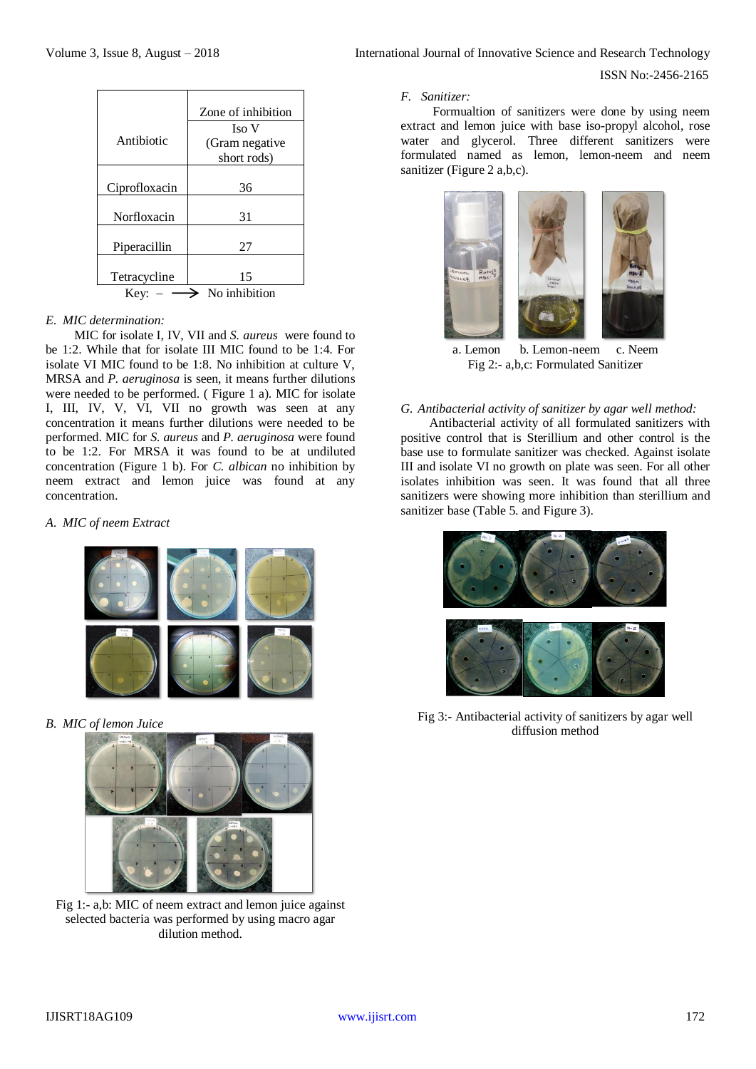| Antibiotic | Zone of inhibition |
| --- | --- |
| | Iso V (Gram negative short rods) |
| Ciprofloxacin | 36 |
| Norfloxacin | 31 |
| Piperacillin | 27 |
| Tetracycline | 15 |

Key: – ⟶ No inhibition

### E. MIC determination:

MIC for isolate I, IV, VII and *S. aureus* were found to be 1:2. While that for isolate III MIC found to be 1:4. For isolate VI MIC found to be 1:8. No inhibition at culture V, MRSA and *P. aeruginosa* is seen, it means further dilutions were needed to be performed. ( Figure 1 a). MIC for isolate I, III, IV, V, VI, VII no growth was seen at any concentration it means further dilutions were needed to be performed. MIC for *S. aureus* and *P. aeruginosa* were found to be 1:2. For MRSA it was found to be at undiluted concentration (Figure 1 b). For *C. albican* no inhibition by neem extract and lemon juice was found at any concentration.

#### A. MIC of neem Extract

#### B. MIC of lemon Juice

Fig 1:- a,b: MIC of neem extract and lemon juice against selected bacteria was performed by using macro agar dilution method.

### F. Sanitizer:

Formualtion of sanitizers were done by using neem extract and lemon juice with base iso-propyl alcohol, rose water and glycerol. Three different sanitizers were formulated named as lemon, lemon-neem and neem sanitizer (Figure 2 a,b,c).

a. Lemon b. Lemon-neem c. Neem

Fig 2:- a,b,c: Formulated Sanitizer

### G. Antibacterial activity of sanitizer by agar well method:

Antibacterial activity of all formulated sanitizers with positive control that is Sterillium and other control is the base use to formulate sanitizer was checked. Against isolate III and isolate VI no growth on plate was seen. For all other isolates inhibition was seen. It was found that all three sanitizers were showing more inhibition than sterillium and sanitizer base (Table 5. and Figure 3).

Fig 3:- Antibacterial activity of sanitizers by agar well diffusion method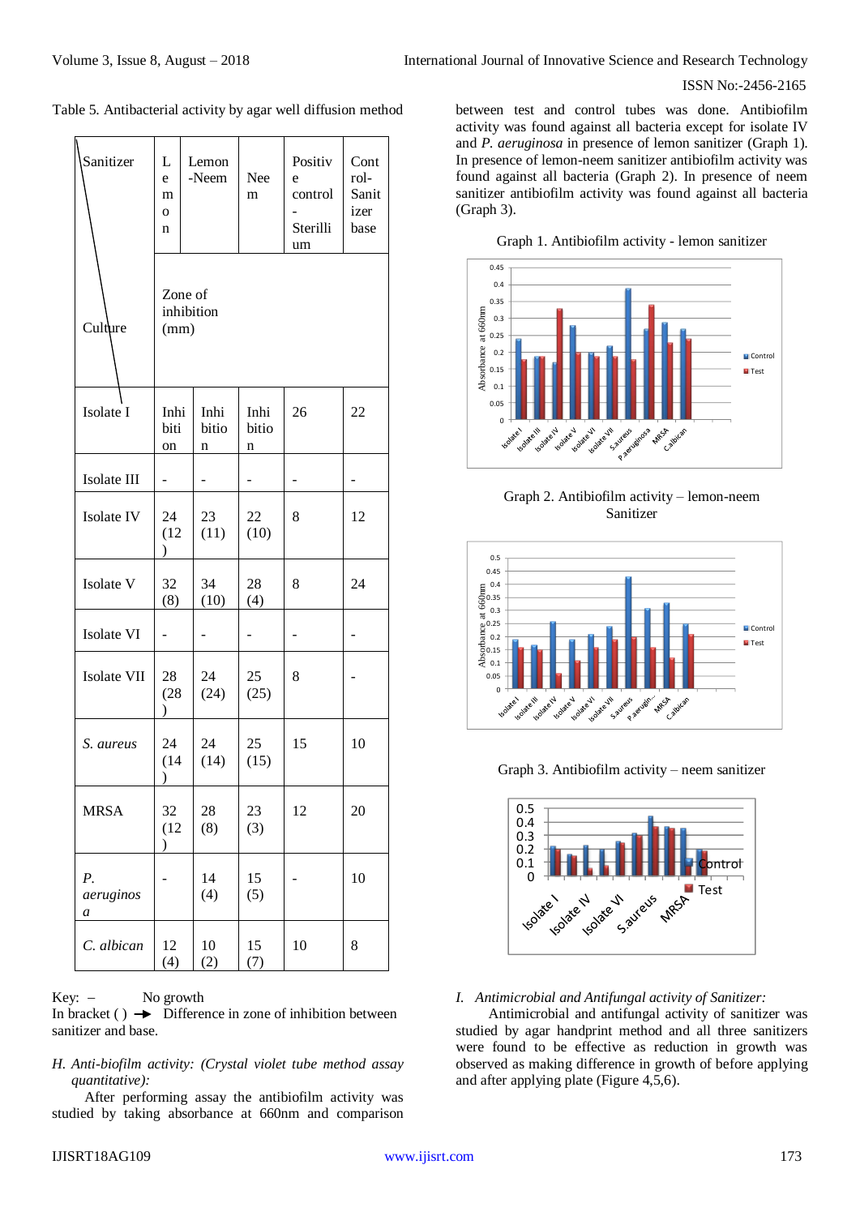Table 5. Antibacterial activity by agar well diffusion method

| Sanitizer / Culture | Lemon | Lemon-Neem | Neem | Positive control - Sterillium | Control-Sanitizer base |
|---|---|---|---|---|---|
| | Zone of inhibition (mm) | | | | |
| Isolate I | Inhibition | Inhibition | Inhibition | 26 | 22 |
| Isolate III | - | - | - | - | - |
| Isolate IV | 24 (12) | 23 (11) | 22 (10) | 8 | 12 |
| Isolate V | 32 (8) | 34 (10) | 28 (4) | 8 | 24 |
| Isolate VI | - | - | - | - | - |
| Isolate VII | 28 (28) | 24 (24) | 25 (25) | 8 | - |
| *S. aureus* | 24 (14) | 24 (14) | 25 (15) | 15 | 10 |
| MRSA | 32 (12) | 28 (8) | 23 (3) | 12 | 20 |
| *P. aeruginosa* | - | 14 (4) | 15 (5) | - | 10 |
| *C. albican* | 12 (4) | 10 (2) | 15 (7) | 10 | 8 |

Key: – No growth
In bracket ( ) → Difference in zone of inhibition between sanitizer and base.

*H. Anti-biofilm activity: (Crystal violet tube method assay quantitative):*

After performing assay the antibiofilm activity was studied by taking absorbance at 660nm and comparison between test and control tubes was done. Antibiofilm activity was found against all bacteria except for isolate IV and *P. aeruginosa* in presence of lemon sanitizer (Graph 1). In presence of lemon-neem sanitizer antibiofilm activity was found against all bacteria (Graph 2). In presence of neem sanitizer antibiofilm activity was found against all bacteria (Graph 3).

Graph 1. Antibiofilm activity - lemon sanitizer

Absorbance at 660nm
0 0.05 0.1 0.15 0.2 0.25 0.3 0.35 0.4 0.45
Isolate I, Isolate III, Isolate IV, Isolate V, Isolate VI, Isolate VII, S.aureus, P.aeruginosa, MRSA, C.albican
Control
Test

Graph 2. Antibiofilm activity – lemon-neem Sanitizer

Absorbance at 660nm
0 0.05 0.1 0.15 0.2 0.25 0.3 0.35 0.4 0.45 0.5
Isolate I, Isolate III, Isolate IV, Isolate V, Isolate VI, Isolate VII, S.aureus, P.aerugin..., MRSA, C.albican
Control
Test

Graph 3. Antibiofilm activity – neem sanitizer

0 0.1 0.2 0.3 0.4 0.5
Isolate I, Isolate IV, Isolate VI, S.aureus, MRSA
Control
Test

*I. Antimicrobial and Antifungal activity of Sanitizer:*

Antimicrobial and antifungal activity of sanitizer was studied by agar handprint method and all three sanitizers were found to be effective as reduction in growth was observed as making difference in growth of before applying and after applying plate (Figure 4,5,6).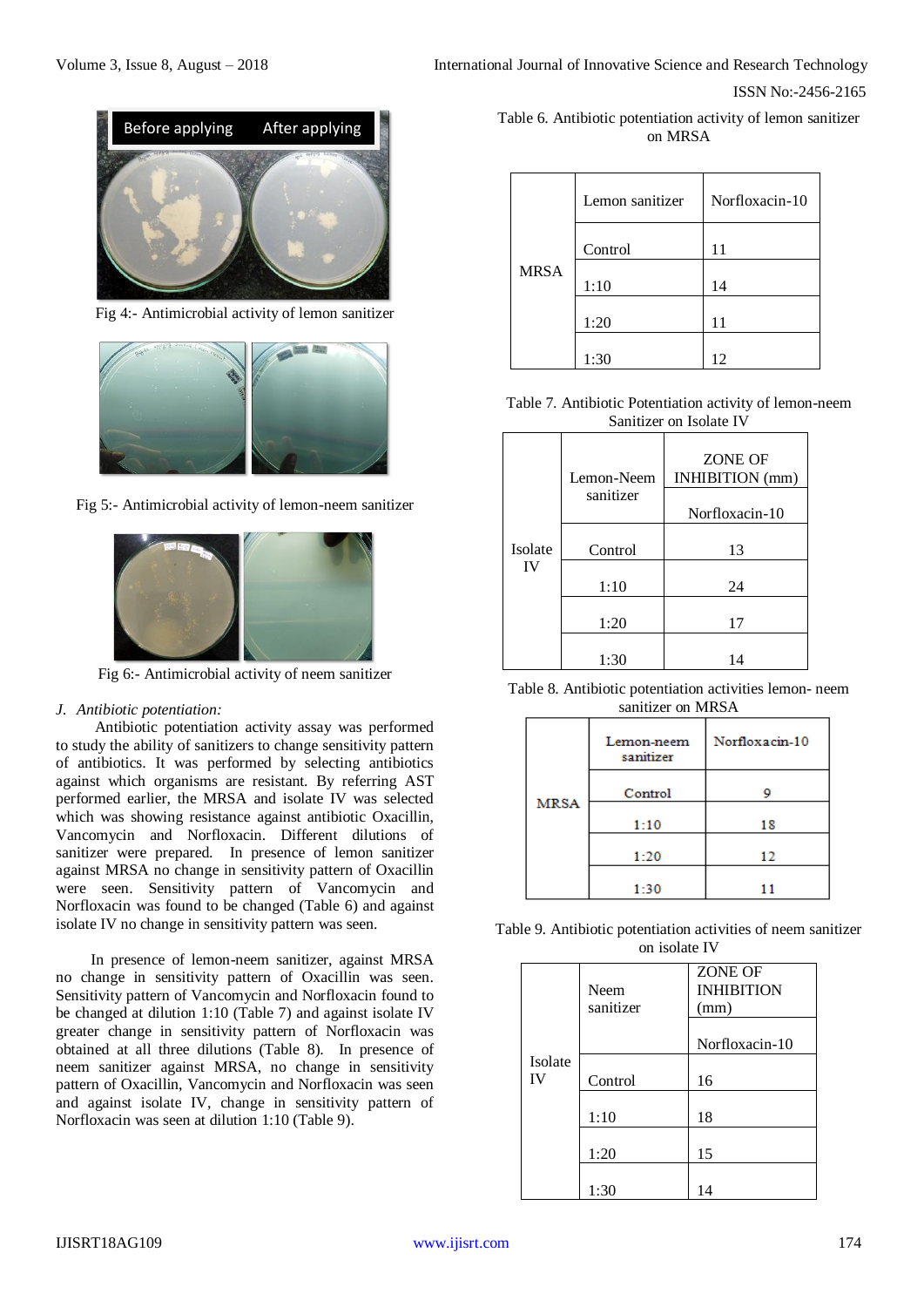Fig 4:- Antimicrobial activity of lemon sanitizer

Fig 5:- Antimicrobial activity of lemon-neem sanitizer

Fig 6:- Antimicrobial activity of neem sanitizer

*J. Antibiotic potentiation:*

Antibiotic potentiation activity assay was performed to study the ability of sanitizers to change sensitivity pattern of antibiotics. It was performed by selecting antibiotics against which organisms are resistant. By referring AST performed earlier, the MRSA and isolate IV was selected which was showing resistance against antibiotic Oxacillin, Vancomycin and Norfloxacin. Different dilutions of sanitizer were prepared. In presence of lemon sanitizer against MRSA no change in sensitivity pattern of Oxacillin were seen. Sensitivity pattern of Vancomycin and Norfloxacin was found to be changed (Table 6) and against isolate IV no change in sensitivity pattern was seen.

In presence of lemon-neem sanitizer, against MRSA no change in sensitivity pattern of Oxacillin was seen. Sensitivity pattern of Vancomycin and Norfloxacin found to be changed at dilution 1:10 (Table 7) and against isolate IV greater change in sensitivity pattern of Norfloxacin was obtained at all three dilutions (Table 8). In presence of neem sanitizer against MRSA, no change in sensitivity pattern of Oxacillin, Vancomycin and Norfloxacin was seen and against isolate IV, change in sensitivity pattern of Norfloxacin was seen at dilution 1:10 (Table 9).

Table 6. Antibiotic potentiation activity of lemon sanitizer on MRSA

| | Lemon sanitizer | Norfloxacin-10 |
|---|---|---|
| MRSA | Control | 11 |
| | 1:10 | 14 |
| | 1:20 | 11 |
| | 1:30 | 12 |

Table 7. Antibiotic Potentiation activity of lemon-neem Sanitizer on Isolate IV

| | Lemon-Neem sanitizer | ZONE OF INHIBITION (mm) |
|---|---|---|
| | | Norfloxacin-10 |
| Isolate IV | Control | 13 |
| | 1:10 | 24 |
| | 1:20 | 17 |
| | 1:30 | 14 |

Table 8. Antibiotic potentiation activities lemon- neem sanitizer on MRSA

| | Lemon-neem sanitizer | Norfloxacin-10 |
|---|---|---|
| MRSA | Control | 9 |
| | 1:10 | 18 |
| | 1:20 | 12 |
| | 1:30 | 11 |

Table 9. Antibiotic potentiation activities of neem sanitizer on isolate IV

| | Neem sanitizer | ZONE OF INHIBITION (mm) |
|---|---|---|
| | | Norfloxacin-10 |
| Isolate IV | Control | 16 |
| | 1:10 | 18 |
| | 1:20 | 15 |
| | 1:30 | 14 |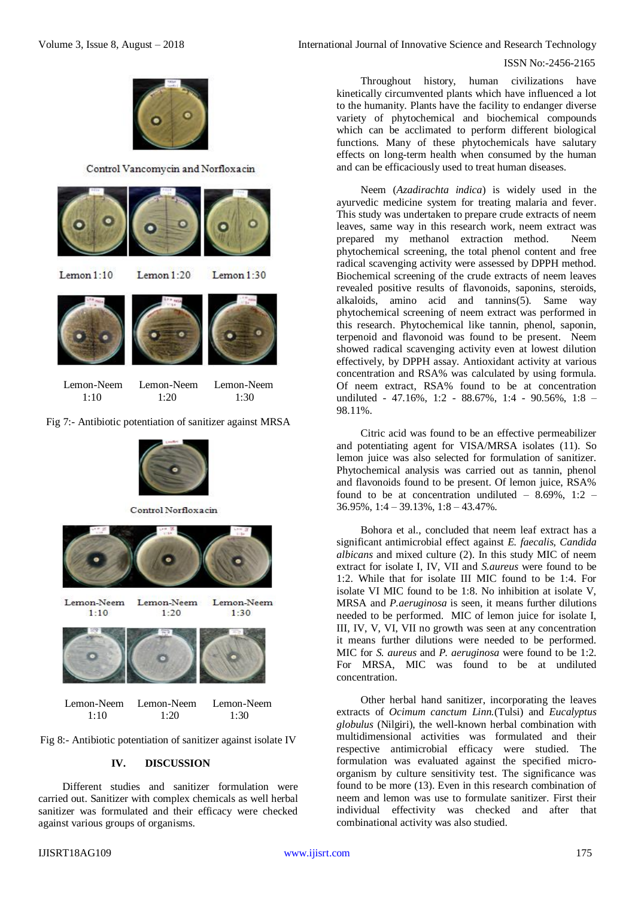Control Vancomycin and Norfloxacin

Lemon 1:10 Lemon 1:20 Lemon 1:30

Lemon-Neem 1:10 Lemon-Neem 1:20 Lemon-Neem 1:30

Fig 7:- Antibiotic potentiation of sanitizer against MRSA

Control Norfloxacin

Lemon-Neem 1:10 Lemon-Neem 1:20 Lemon-Neem 1:30

Lemon-Neem 1:10 Lemon-Neem 1:20 Lemon-Neem 1:30

Fig 8:- Antibiotic potentiation of sanitizer against isolate IV

## IV. DISCUSSION

Different studies and sanitizer formulation were carried out. Sanitizer with complex chemicals as well herbal sanitizer was formulated and their efficacy were checked against various groups of organisms.

Throughout history, human civilizations have kinetically circumvented plants which have influenced a lot to the humanity. Plants have the facility to endanger diverse variety of phytochemical and biochemical compounds which can be acclimated to perform different biological functions. Many of these phytochemicals have salutary effects on long-term health when consumed by the human and can be efficaciously used to treat human diseases.

Neem (*Azadirachta indica*) is widely used in the ayurvedic medicine system for treating malaria and fever. This study was undertaken to prepare crude extracts of neem leaves, same way in this research work, neem extract was prepared my methanol extraction method. Neem phytochemical screening, the total phenol content and free radical scavenging activity were assessed by DPPH method. Biochemical screening of the crude extracts of neem leaves revealed positive results of flavonoids, saponins, steroids, alkaloids, amino acid and tannins(5). Same way phytochemical screening of neem extract was performed in this research. Phytochemical like tannin, phenol, saponin, terpenoid and flavonoid was found to be present. Neem showed radical scavenging activity even at lowest dilution effectively, by DPPH assay. Antioxidant activity at various concentration and RSA% was calculated by using formula. Of neem extract, RSA% found to be at concentration undiluted - 47.16%, 1:2 - 88.67%, 1:4 - 90.56%, 1:8 – 98.11%.

Citric acid was found to be an effective permeabilizer and potentiating agent for VISA/MRSA isolates (11). So lemon juice was also selected for formulation of sanitizer. Phytochemical analysis was carried out as tannin, phenol and flavonoids found to be present. Of lemon juice, RSA% found to be at concentration undiluted – 8.69%, 1:2 – 36.95%, 1:4 – 39.13%, 1:8 – 43.47%.

Bohora et al., concluded that neem leaf extract has a significant antimicrobial effect against *E. faecalis, Candida albicans* and mixed culture (2). In this study MIC of neem extract for isolate I, IV, VII and *S.aureus* were found to be 1:2. While that for isolate III MIC found to be 1:4. For isolate VI MIC found to be 1:8. No inhibition at isolate V, MRSA and *P.aeruginosa* is seen, it means further dilutions needed to be performed. MIC of lemon juice for isolate I, III, IV, V, VI, VII no growth was seen at any concentration it means further dilutions were needed to be performed. MIC for *S. aureus* and *P. aeruginosa* were found to be 1:2. For MRSA, MIC was found to be at undiluted concentration.

Other herbal hand sanitizer, incorporating the leaves extracts of *Ocimum canctum Linn.*(Tulsi) and *Eucalyptus globulus* (Nilgiri), the well-known herbal combination with multidimensional activities was formulated and their respective antimicrobial efficacy were studied. The formulation was evaluated against the specified micro-organism by culture sensitivity test. The significance was found to be more (13). Even in this research combination of neem and lemon was use to formulate sanitizer. First their individual effectivity was checked and after that combinational activity was also studied.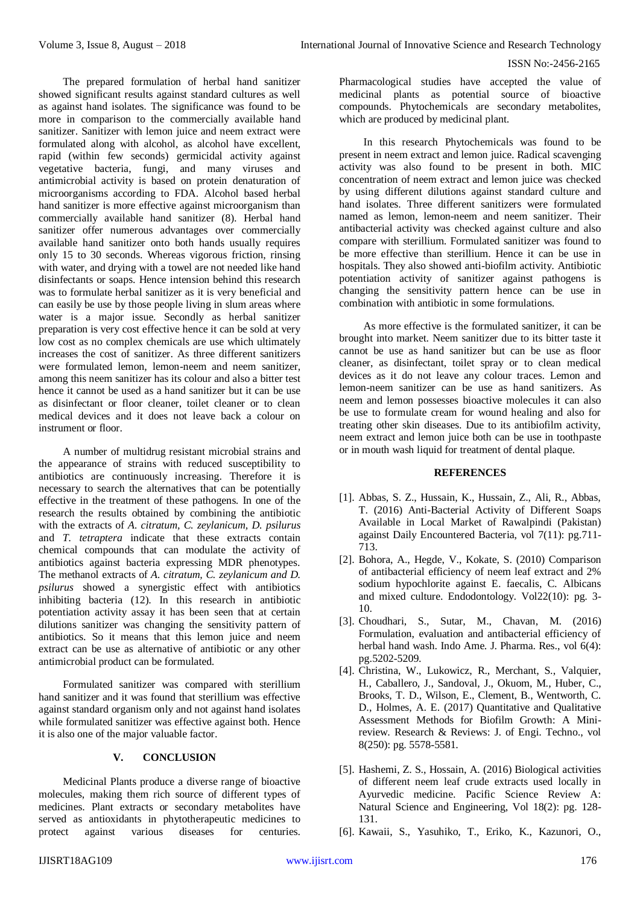The prepared formulation of herbal hand sanitizer showed significant results against standard cultures as well as against hand isolates. The significance was found to be more in comparison to the commercially available hand sanitizer. Sanitizer with lemon juice and neem extract were formulated along with alcohol, as alcohol have excellent, rapid (within few seconds) germicidal activity against vegetative bacteria, fungi, and many viruses and antimicrobial activity is based on protein denaturation of microorganisms according to FDA. Alcohol based herbal hand sanitizer is more effective against microorganism than commercially available hand sanitizer (8). Herbal hand sanitizer offer numerous advantages over commercially available hand sanitizer onto both hands usually requires only 15 to 30 seconds. Whereas vigorous friction, rinsing with water, and drying with a towel are not needed like hand disinfectants or soaps. Hence intension behind this research was to formulate herbal sanitizer as it is very beneficial and can easily be use by those people living in slum areas where water is a major issue. Secondly as herbal sanitizer preparation is very cost effective hence it can be sold at very low cost as no complex chemicals are use which ultimately increases the cost of sanitizer. As three different sanitizers were formulated lemon, lemon-neem and neem sanitizer, among this neem sanitizer has its colour and also a bitter test hence it cannot be used as a hand sanitizer but it can be use as disinfectant or floor cleaner, toilet cleaner or to clean medical devices and it does not leave back a colour on instrument or floor.

A number of multidrug resistant microbial strains and the appearance of strains with reduced susceptibility to antibiotics are continuously increasing. Therefore it is necessary to search the alternatives that can be potentially effective in the treatment of these pathogens. In one of the research the results obtained by combining the antibiotic with the extracts of *A. citratum, C. zeylanicum, D. psilurus* and *T. tetraptera* indicate that these extracts contain chemical compounds that can modulate the activity of antibiotics against bacteria expressing MDR phenotypes. The methanol extracts of *A. citratum, C. zeylanicum and D. psilurus* showed a synergistic effect with antibiotics inhibiting bacteria (12). In this research in antibiotic potentiation activity assay it has been seen that at certain dilutions sanitizer was changing the sensitivity pattern of antibiotics. So it means that this lemon juice and neem extract can be use as alternative of antibiotic or any other antimicrobial product can be formulated.

Formulated sanitizer was compared with sterillium hand sanitizer and it was found that sterillium was effective against standard organism only and not against hand isolates while formulated sanitizer was effective against both. Hence it is also one of the major valuable factor.

## V. CONCLUSION

Medicinal Plants produce a diverse range of bioactive molecules, making them rich source of different types of medicines. Plant extracts or secondary metabolites have served as antioxidants in phytotherapeutic medicines to protect against various diseases for centuries. Pharmacological studies have accepted the value of medicinal plants as potential source of bioactive compounds. Phytochemicals are secondary metabolites, which are produced by medicinal plant.

In this research Phytochemicals was found to be present in neem extract and lemon juice. Radical scavenging activity was also found to be present in both. MIC concentration of neem extract and lemon juice was checked by using different dilutions against standard culture and hand isolates. Three different sanitizers were formulated named as lemon, lemon-neem and neem sanitizer. Their antibacterial activity was checked against culture and also compare with sterillium. Formulated sanitizer was found to be more effective than sterillium. Hence it can be use in hospitals. They also showed anti-biofilm activity. Antibiotic potentiation activity of sanitizer against pathogens is changing the sensitivity pattern hence can be use in combination with antibiotic in some formulations.

As more effective is the formulated sanitizer, it can be brought into market. Neem sanitizer due to its bitter taste it cannot be use as hand sanitizer but can be use as floor cleaner, as disinfectant, toilet spray or to clean medical devices as it do not leave any colour traces. Lemon and lemon-neem sanitizer can be use as hand sanitizers. As neem and lemon possesses bioactive molecules it can also be use to formulate cream for wound healing and also for treating other skin diseases. Due to its antibiofilm activity, neem extract and lemon juice both can be use in toothpaste or in mouth wash liquid for treatment of dental plaque.

## REFERENCES

[1]. Abbas, S. Z., Hussain, K., Hussain, Z., Ali, R., Abbas, T. (2016) Anti-Bacterial Activity of Different Soaps Available in Local Market of Rawalpindi (Pakistan) against Daily Encountered Bacteria, vol 7(11): pg.711-713.

[2]. Bohora, A., Hegde, V., Kokate, S. (2010) Comparison of antibacterial efficiency of neem leaf extract and 2% sodium hypochlorite against E. faecalis, C. Albicans and mixed culture. Endodontology. Vol22(10): pg. 3-10.

[3]. Choudhari, S., Sutar, M., Chavan, M. (2016) Formulation, evaluation and antibacterial efficiency of herbal hand wash. Indo Ame. J. Pharma. Res., vol 6(4): pg.5202-5209.

[4]. Christina, W., Lukowicz, R., Merchant, S., Valquier, H., Caballero, J., Sandoval, J., Okuom, M., Huber, C., Brooks, T. D., Wilson, E., Clement, B., Wentworth, C. D., Holmes, A. E. (2017) Quantitative and Qualitative Assessment Methods for Biofilm Growth: A Mini-review. Research & Reviews: J. of Engi. Techno., vol 8(250): pg. 5578-5581.

[5]. Hashemi, Z. S., Hossain, A. (2016) Biological activities of different neem leaf crude extracts used locally in Ayurvedic medicine. Pacific Science Review A: Natural Science and Engineering, Vol 18(2): pg. 128-131.

[6]. Kawaii, S., Yasuhiko, T., Eriko, K., Kazunori, O.,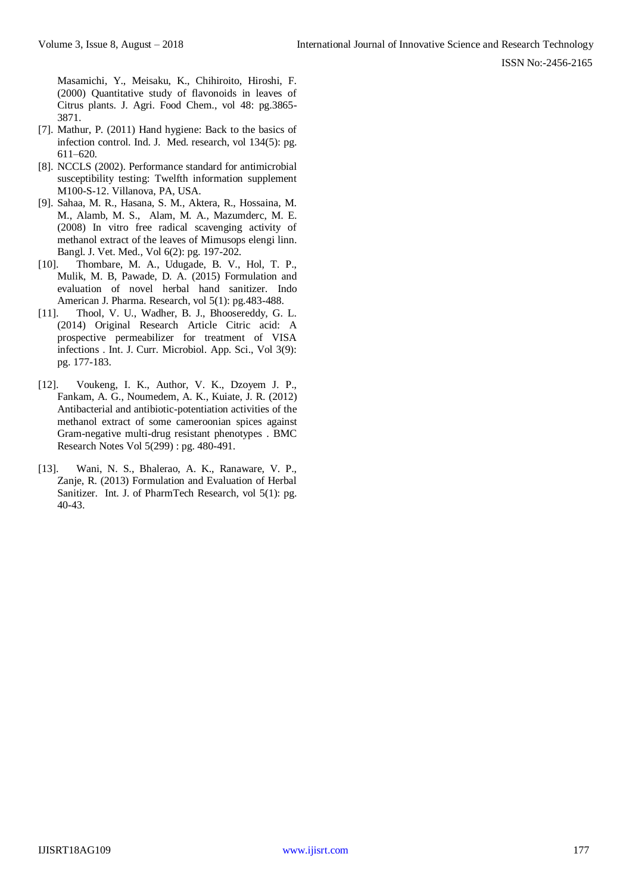Masamichi, Y., Meisaku, K., Chihiroito, Hiroshi, F. (2000) Quantitative study of flavonoids in leaves of Citrus plants. J. Agri. Food Chem., vol 48: pg.3865-3871.

- [7]. Mathur, P. (2011) Hand hygiene: Back to the basics of infection control. Ind. J. Med. research, vol 134(5): pg. 611–620.
- [8]. NCCLS (2002). Performance standard for antimicrobial susceptibility testing: Twelfth information supplement M100-S-12. Villanova, PA, USA.
- [9]. Sahaa, M. R., Hasana, S. M., Aktera, R., Hossaina, M. M., Alamb, M. S., Alam, M. A., Mazumderc, M. E. (2008) In vitro free radical scavenging activity of methanol extract of the leaves of Mimusops elengi linn. Bangl. J. Vet. Med., Vol 6(2): pg. 197-202.
- [10]. Thombare, M. A., Udugade, B. V., Hol, T. P., Mulik, M. B, Pawade, D. A. (2015) Formulation and evaluation of novel herbal hand sanitizer. Indo American J. Pharma. Research, vol 5(1): pg.483-488.
- [11]. Thool, V. U., Wadher, B. J., Bhoosereddy, G. L. (2014) Original Research Article Citric acid: A prospective permeabilizer for treatment of VISA infections . Int. J. Curr. Microbiol. App. Sci., Vol 3(9): pg. 177-183.
- [12]. Voukeng, I. K., Author, V. K., Dzoyem J. P., Fankam, A. G., Noumedem, A. K., Kuiate, J. R. (2012) Antibacterial and antibiotic-potentiation activities of the methanol extract of some cameroonian spices against Gram-negative multi-drug resistant phenotypes . BMC Research Notes Vol 5(299) : pg. 480-491.
- [13]. Wani, N. S., Bhalerao, A. K., Ranaware, V. P., Zanje, R. (2013) Formulation and Evaluation of Herbal Sanitizer. Int. J. of PharmTech Research, vol 5(1): pg. 40-43.